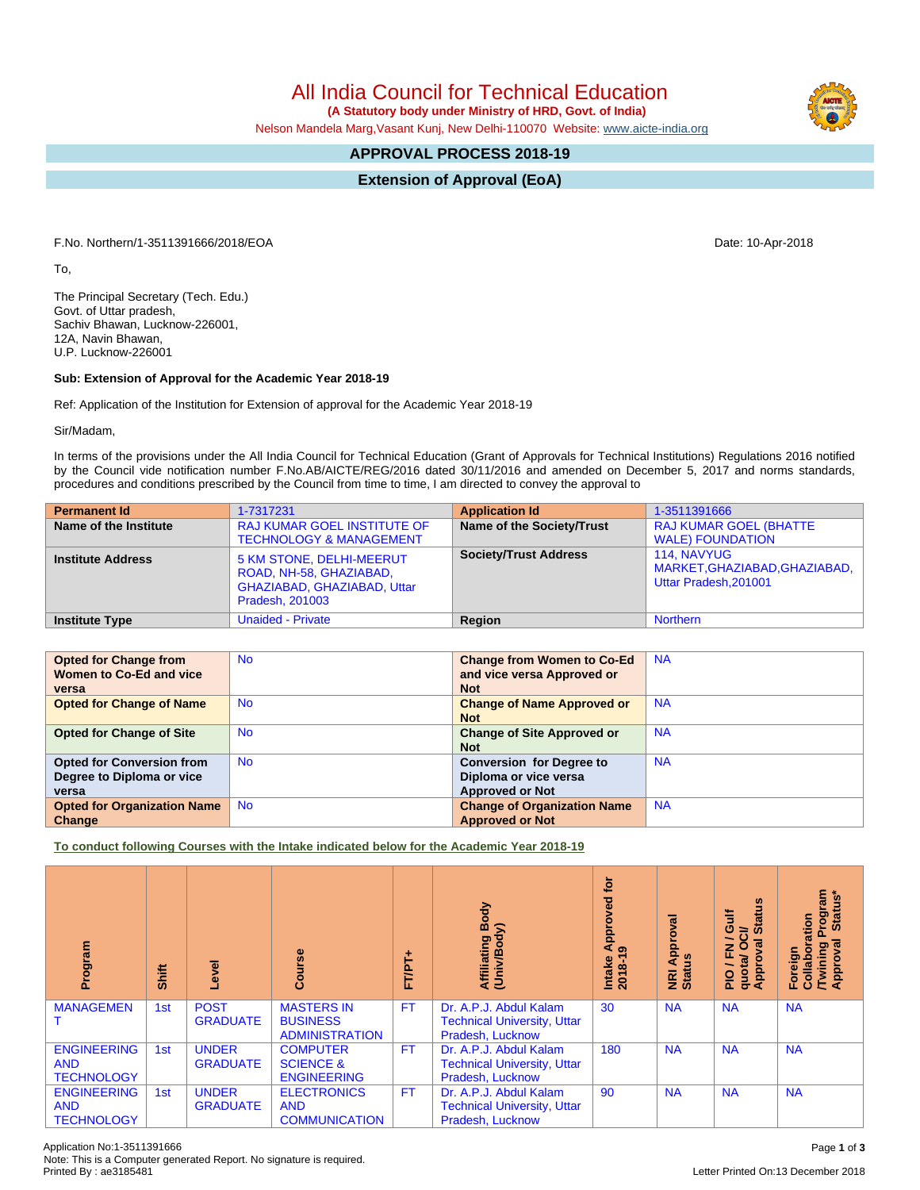# All India Council for Technical Education

**(A Statutory body under Ministry of HRD, Govt. of India)**

Nelson Mandela Marg,Vasant Kunj, New Delhi-110070 Website: www.aicte-india.org

## APPROVAL PROCESS 2018-19

## Extension of Approval (EoA)

F.No. Northern/1-3511391666/2018/EOA

Date: 10-Apr-2018

To,

The Principal Secretary (Tech. Edu.)
Govt. of Uttar pradesh,
Sachiv Bhawan, Lucknow-226001,
12A, Navin Bhawan,
U.P. Lucknow-226001

**Sub: Extension of Approval for the Academic Year 2018-19**

Ref: Application of the Institution for Extension of approval for the Academic Year 2018-19

Sir/Madam,

In terms of the provisions under the All India Council for Technical Education (Grant of Approvals for Technical Institutions) Regulations 2016 notified by the Council vide notification number F.No.AB/AICTE/REG/2016 dated 30/11/2016 and amended on December 5, 2017 and norms standards, procedures and conditions prescribed by the Council from time to time, I am directed to convey the approval to

| **Permanent Id** | 1-7317231 | **Application Id** | 1-3511391666 |
|---|---|---|---|
| **Name of the Institute** | RAJ KUMAR GOEL INSTITUTE OF TECHNOLOGY & MANAGEMENT | **Name of the Society/Trust** | RAJ KUMAR GOEL (BHATTE WALE) FOUNDATION |
| **Institute Address** | 5 KM STONE, DELHI-MEERUT ROAD, NH-58, GHAZIABAD, GHAZIABAD, GHAZIABAD, Uttar Pradesh, 201003 | **Society/Trust Address** | 114, NAVYUG MARKET,GHAZIABAD,GHAZIABAD, Uttar Pradesh,201001 |
| **Institute Type** | Unaided - Private | **Region** | Northern |

| **Opted for Change from Women to Co-Ed and vice versa** | No | **Change from Women to Co-Ed and vice versa Approved or Not** | NA |
|---|---|---|---|
| **Opted for Change of Name** | No | **Change of Name Approved or Not** | NA |
| **Opted for Change of Site** | No | **Change of Site Approved or Not** | NA |
| **Opted for Conversion from Degree to Diploma or vice versa** | No | **Conversion for Degree to Diploma or vice versa Approved or Not** | NA |
| **Opted for Organization Name Change** | No | **Change of Organization Name Approved or Not** | NA |

**To conduct following Courses with the Intake indicated below for the Academic Year 2018-19**

| Program | Shift | Level | Course | FT/PT+ | Affiliating Body (Univ/Body) | Intake Approved for 2018-19 | NRI Approval Status | PIO / FN / Gulf quota/ OCI/ Approval Status | Foreign Collaboration /Twining Program Approval Status* |
|---|---|---|---|---|---|---|---|---|---|
| MANAGEMENT | 1st | POST GRADUATE | MASTERS IN BUSINESS ADMINISTRATION | FT | Dr. A.P.J. Abdul Kalam Technical University, Uttar Pradesh, Lucknow | 30 | NA | NA | NA |
| ENGINEERING AND TECHNOLOGY | 1st | UNDER GRADUATE | COMPUTER SCIENCE & ENGINEERING | FT | Dr. A.P.J. Abdul Kalam Technical University, Uttar Pradesh, Lucknow | 180 | NA | NA | NA |
| ENGINEERING AND TECHNOLOGY | 1st | UNDER GRADUATE | ELECTRONICS AND COMMUNICATION | FT | Dr. A.P.J. Abdul Kalam Technical University, Uttar Pradesh, Lucknow | 90 | NA | NA | NA |

Application No:1-3511391666
Note: This is a Computer generated Report. No signature is required.
Printed By : ae3185481

Letter Printed On:13 December 2018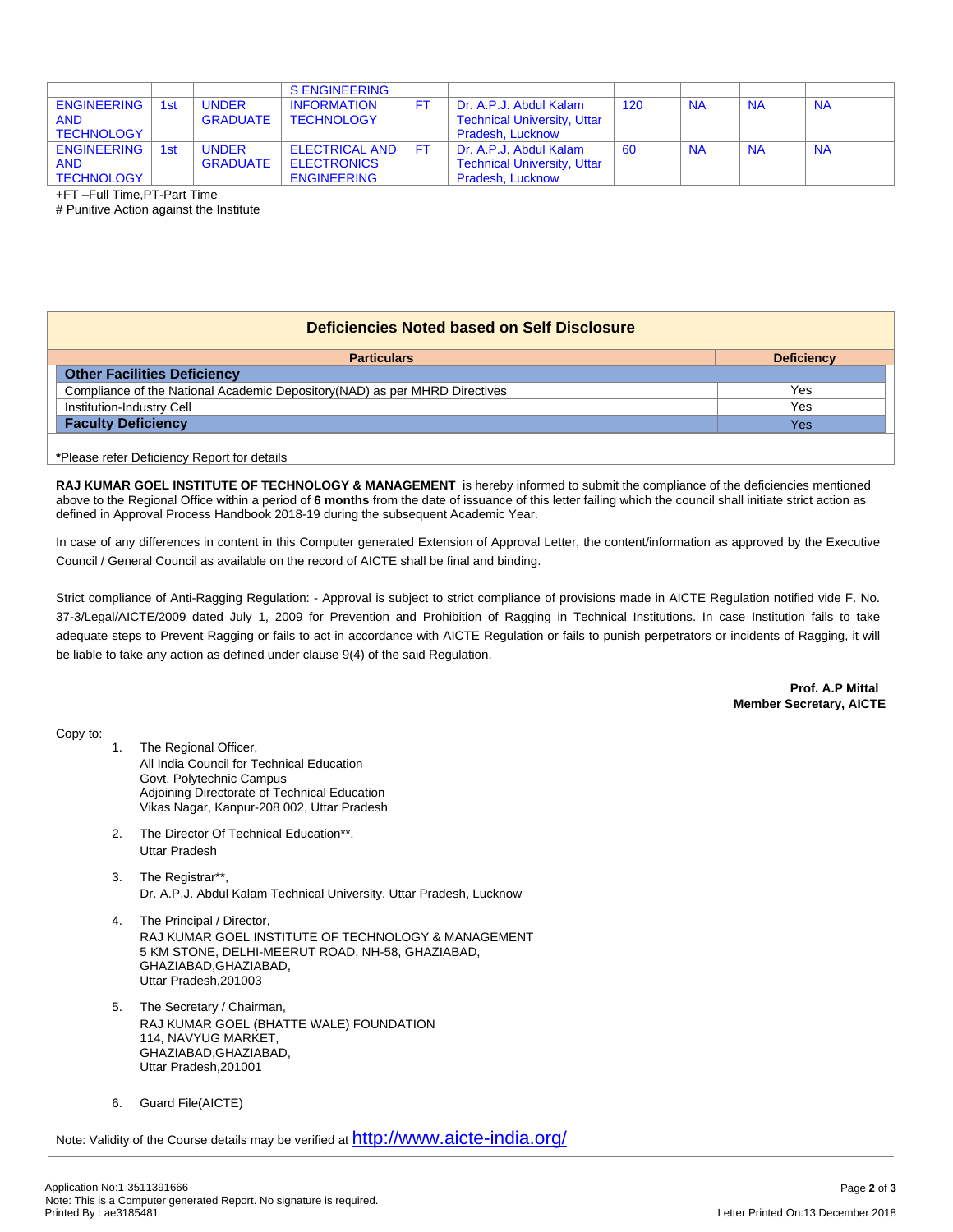| | | | S ENGINEERING | | | | | | |
|---|---|---|---|---|---|---|---|---|---|
| ENGINEERING AND TECHNOLOGY | 1st | UNDER GRADUATE | INFORMATION TECHNOLOGY | FT | Dr. A.P.J. Abdul Kalam Technical University, Uttar Pradesh, Lucknow | 120 | NA | NA | NA |
| ENGINEERING AND TECHNOLOGY | 1st | UNDER GRADUATE | ELECTRICAL AND ELECTRONICS ENGINEERING | FT | Dr. A.P.J. Abdul Kalam Technical University, Uttar Pradesh, Lucknow | 60 | NA | NA | NA |

+FT –Full Time,PT-Part Time

# Punitive Action against the Institute

## Deficiencies Noted based on Self Disclosure

| Particulars | Deficiency |
|---|---|
| **Other Facilities Deficiency** | |
| Compliance of the National Academic Depository(NAD) as per MHRD Directives | Yes |
| Institution-Industry Cell | Yes |
| **Faculty Deficiency** | Yes |

***Please refer Deficiency Report for details**

**RAJ KUMAR GOEL INSTITUTE OF TECHNOLOGY & MANAGEMENT** is hereby informed to submit the compliance of the deficiencies mentioned above to the Regional Office within a period of **6 months** from the date of issuance of this letter failing which the council shall initiate strict action as defined in Approval Process Handbook 2018-19 during the subsequent Academic Year.

In case of any differences in content in this Computer generated Extension of Approval Letter, the content/information as approved by the Executive Council / General Council as available on the record of AICTE shall be final and binding.

Strict compliance of Anti-Ragging Regulation: - Approval is subject to strict compliance of provisions made in AICTE Regulation notified vide F. No. 37-3/Legal/AICTE/2009 dated July 1, 2009 for Prevention and Prohibition of Ragging in Technical Institutions. In case Institution fails to take adequate steps to Prevent Ragging or fails to act in accordance with AICTE Regulation or fails to punish perpetrators or incidents of Ragging, it will be liable to take any action as defined under clause 9(4) of the said Regulation.

**Prof. A.P Mittal**
**Member Secretary, AICTE**

Copy to:

1. The Regional Officer,
   All India Council for Technical Education
   Govt. Polytechnic Campus
   Adjoining Directorate of Technical Education
   Vikas Nagar, Kanpur-208 002, Uttar Pradesh

2. The Director Of Technical Education**,
   Uttar Pradesh

3. The Registrar**,
   Dr. A.P.J. Abdul Kalam Technical University, Uttar Pradesh, Lucknow

4. The Principal / Director,
   RAJ KUMAR GOEL INSTITUTE OF TECHNOLOGY & MANAGEMENT
   5 KM STONE, DELHI-MEERUT ROAD, NH-58, GHAZIABAD,
   GHAZIABAD,GHAZIABAD,
   Uttar Pradesh,201003

5. The Secretary / Chairman,
   RAJ KUMAR GOEL (BHATTE WALE) FOUNDATION
   114, NAVYUG MARKET,
   GHAZIABAD,GHAZIABAD,
   Uttar Pradesh,201001

6. Guard File(AICTE)

Note: Validity of the Course details may be verified at http://www.aicte-india.org/

Application No:1-3511391666
Note: This is a Computer generated Report. No signature is required.
Printed By : ae3185481

Letter Printed On:13 December 2018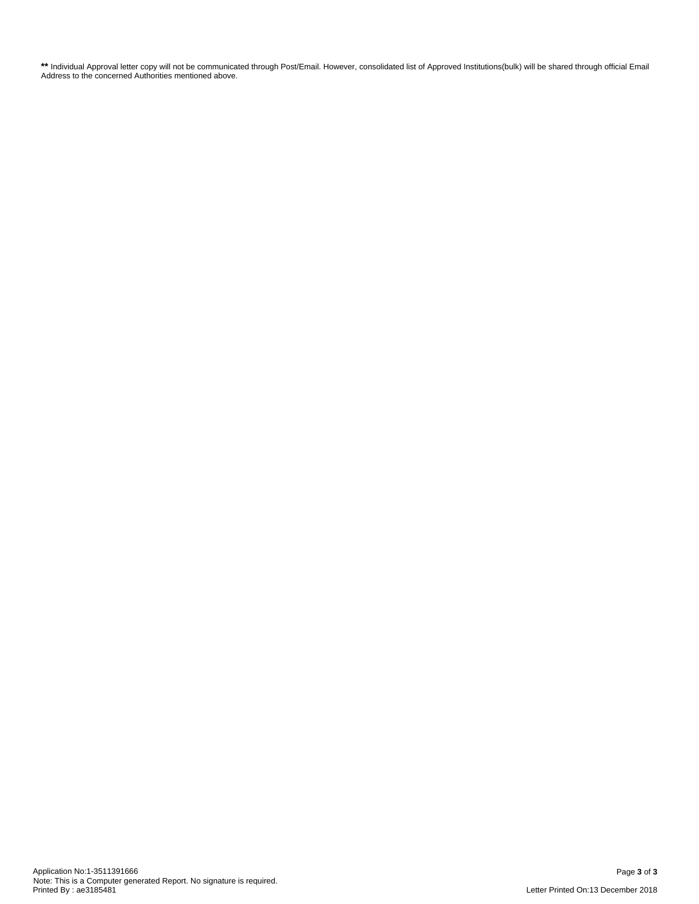** Individual Approval letter copy will not be communicated through Post/Email. However, consolidated list of Approved Institutions(bulk) will be shared through official Email Address to the concerned Authorities mentioned above.

Application No:1-3511391666
Note: This is a Computer generated Report. No signature is required.
Printed By : ae3185481

Letter Printed On:13 December 2018